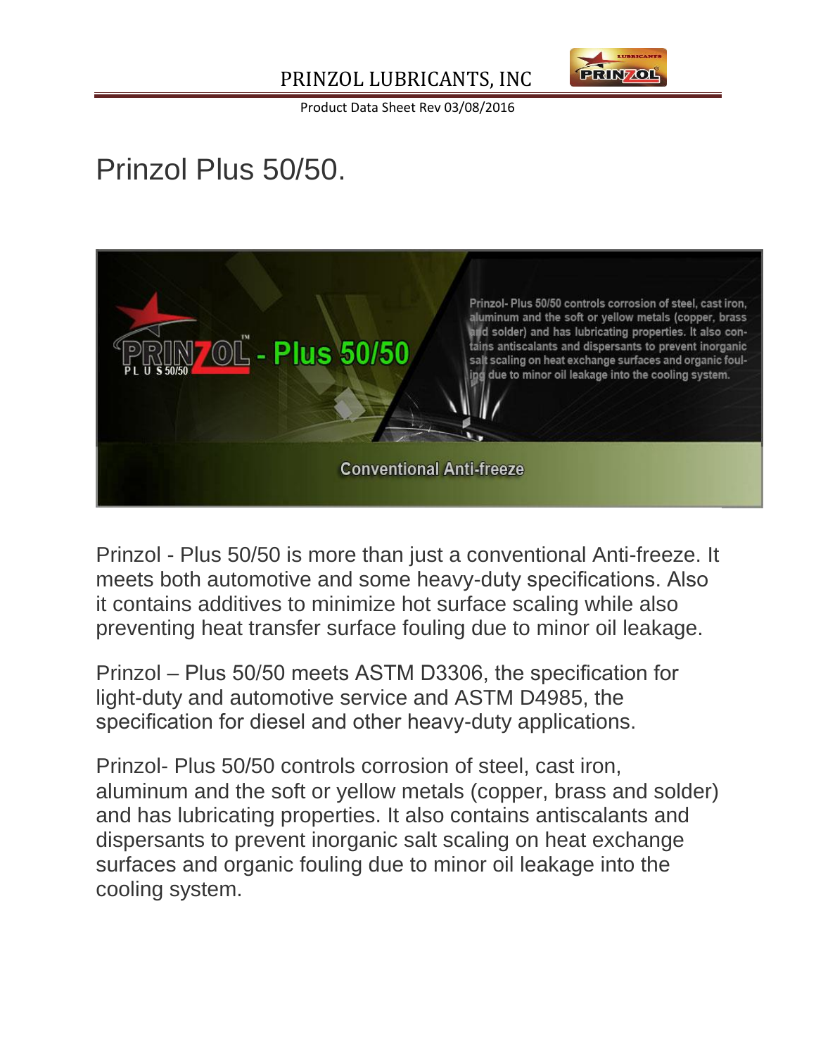# Prinzol Plus 50/50.

Prinzol - Plus 50/50 is more than just a conventional Anti-freeze. It meets both automotive and some heavy-duty specifications. Also it contains additives to minimize hot surface scaling while also preventing heat transfer surface fouling due to minor oil leakage.

Prinzol – Plus 50/50 meets ASTM D3306, the specification for light-duty and automotive service and ASTM D4985, the specification for diesel and other heavy-duty applications.

Prinzol- Plus 50/50 controls corrosion of steel, cast iron, aluminum and the soft or yellow metals (copper, brass and solder) and has lubricating properties. It also contains antiscalants and dispersants to prevent inorganic salt scaling on heat exchange surfaces and organic fouling due to minor oil leakage into the cooling system.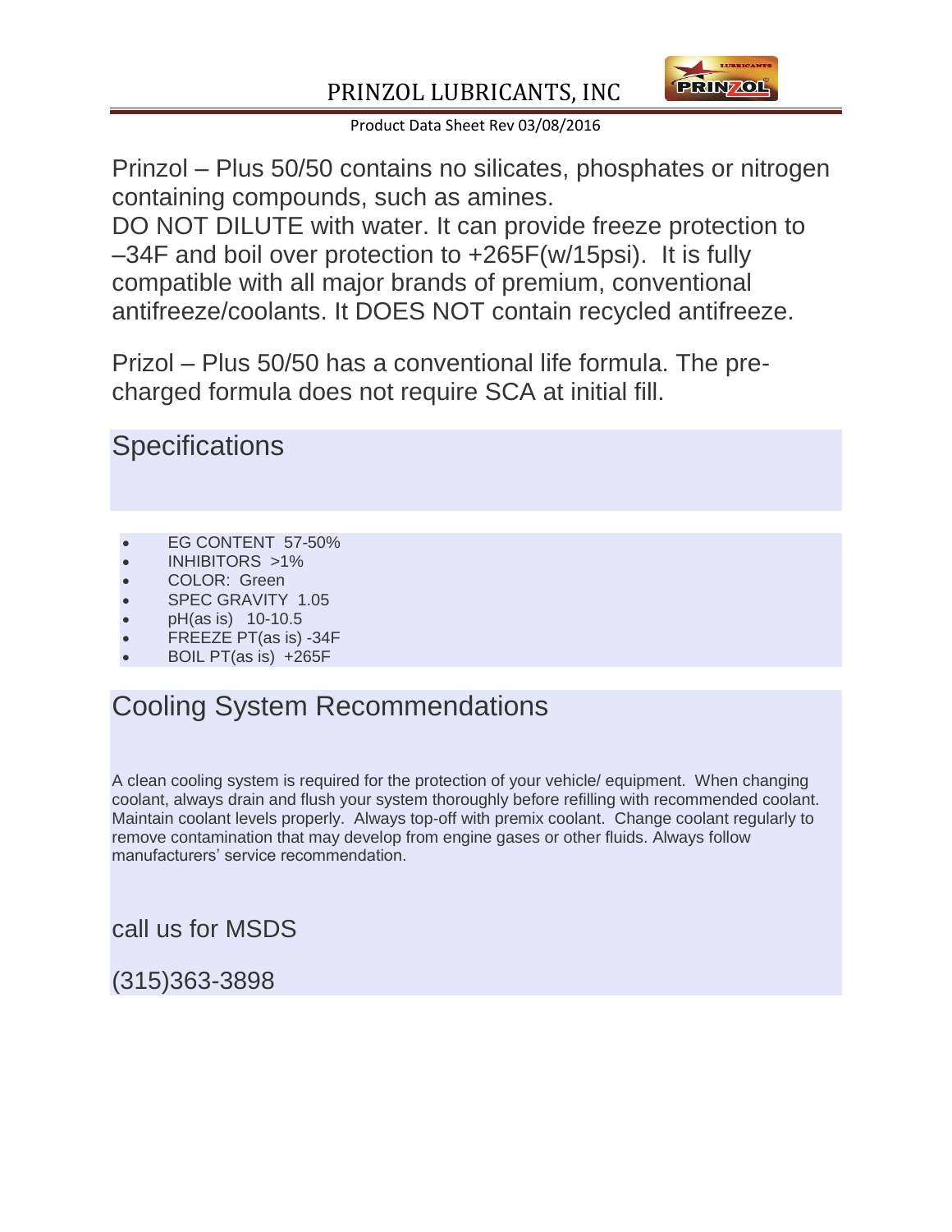Prinzol – Plus 50/50 contains no silicates, phosphates or nitrogen containing compounds, such as amines.
DO NOT DILUTE with water. It can provide freeze protection to –34F and boil over protection to +265F(w/15psi). It is fully compatible with all major brands of premium, conventional antifreeze/coolants. It DOES NOT contain recycled antifreeze.

Prizol – Plus 50/50 has a conventional life formula. The pre-charged formula does not require SCA at initial fill.

## Specifications

- EG CONTENT 57-50%
- INHIBITORS >1%
- COLOR: Green
- SPEC GRAVITY 1.05
- pH(as is) 10-10.5
- FREEZE PT(as is) -34F
- BOIL PT(as is) +265F

## Cooling System Recommendations

A clean cooling system is required for the protection of your vehicle/ equipment. When changing coolant, always drain and flush your system thoroughly before refilling with recommended coolant. Maintain coolant levels properly. Always top-off with premix coolant. Change coolant regularly to remove contamination that may develop from engine gases or other fluids. Always follow manufacturers' service recommendation.

call us for MSDS

(315)363-3898